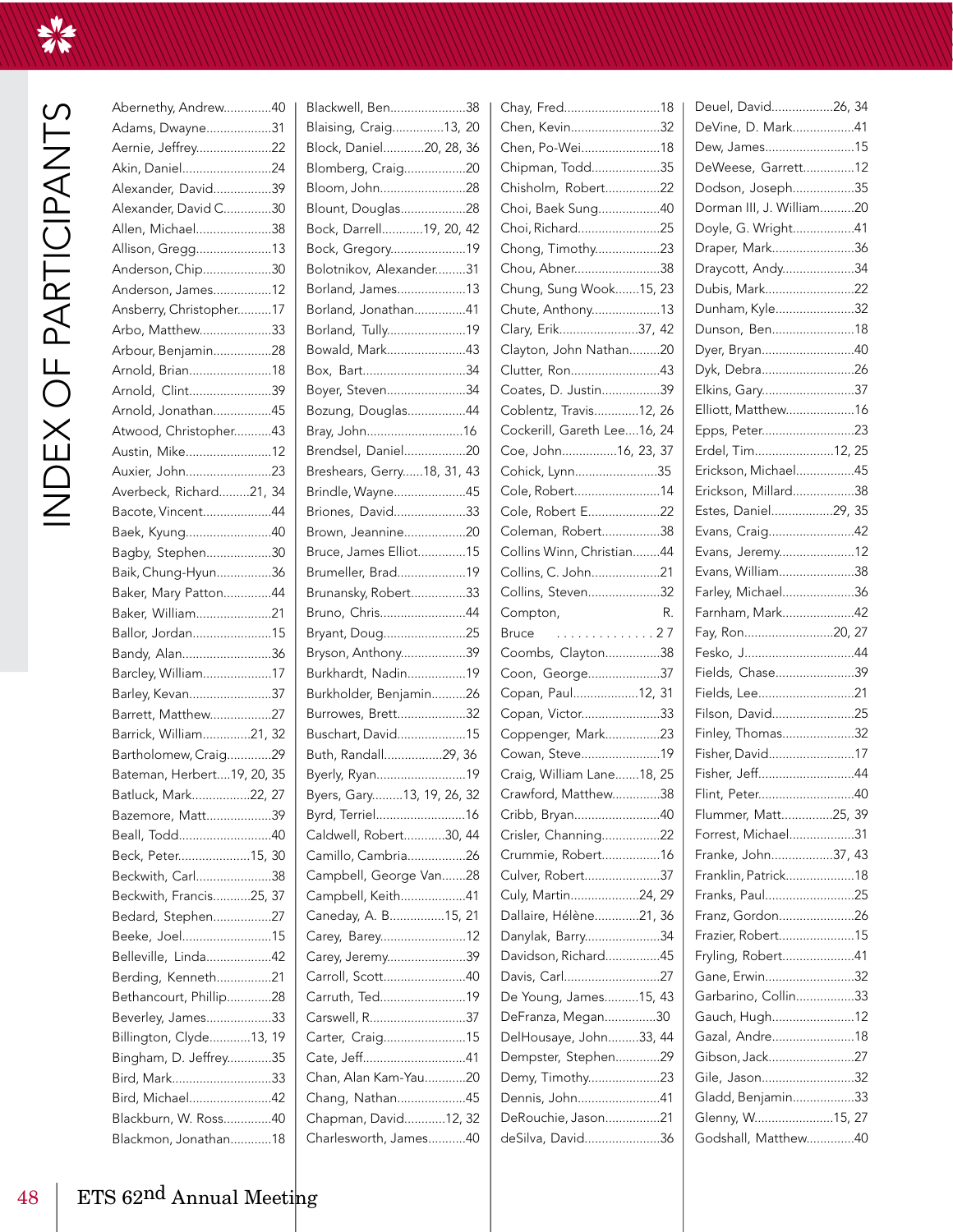# INDEX OF PARTICIPANTS

Abernethy, Andrew.............40
Adams, Dwayne...................31
Aernie, Jeffrey......................22
Akin, Daniel..........................24
Alexander, David.................39
Alexander, David C..............30
Allen, Michael......................38
Allison, Gregg......................13
Anderson, Chip....................30
Anderson, James.................12
Ansberry, Christopher..........17
Arbo, Matthew.....................33
Arbour, Benjamin.................28
Arnold, Brian........................18
Arnold, Clint........................39
Arnold, Jonathan.................45
Atwood, Christopher...........43
Austin, Mike.........................12
Auxier, John.........................23
Averbeck, Richard.........21, 34
Bacote, Vincent....................44
Baek, Kyung.........................40
Bagby, Stephen...................30
Baik, Chung-Hyun................36
Baker, Mary Patton.............44
Baker, William......................21
Ballor, Jordan.......................15
Bandy, Alan..........................36
Barcley, William....................17
Barley, Kevan........................37
Barrett, Matthew..................27
Barrick, William..............21, 32
Bartholomew, Craig.............29
Bateman, Herbert....19, 20, 35
Batluck, Mark.................22, 27
Bazemore, Matt...................39
Beall, Todd...........................40
Beck, Peter.....................15, 30
Beckwith, Carl......................38
Beckwith, Francis...........25, 37
Bedard, Stephen.................27
Beeke, Joel..........................15
Belleville, Linda...................42
Berding, Kenneth................21
Bethancourt, Phillip.............28
Beverley, James...................33
Billington, Clyde............13, 19
Bingham, D. Jeffrey.............35
Bird, Mark.............................33
Bird, Michael........................42
Blackburn, W. Ross..............40
Blackmon, Jonathan............18
Blackwell, Ben......................38
Blaising, Craig...............13, 20
Block, Daniel............20, 28, 36
Blomberg, Craig..................20
Bloom, John.........................28
Blount, Douglas...................28
Bock, Darrell............19, 20, 42
Bock, Gregory......................19
Bolotnikov, Alexander.........31
Borland, James....................13
Borland, Jonathan...............41
Borland, Tully.......................19
Bowald, Mark.......................43
Box, Bart..............................34
Boyer, Steven.......................34
Bozung, Douglas.................44
Bray, John............................16
Brendsel, Daniel..................20
Breshears, Gerry......18, 31, 43
Brindle, Wayne.....................45
Briones, David.....................33
Brown, Jeannine..................20
Bruce, James Elliot..............15
Brumeller, Brad....................19
Brunansky, Robert................33
Bruno, Chris.........................44
Bryant, Doug........................25
Bryson, Anthony...................39
Burkhardt, Nadin.................19
Burkholder, Benjamin..........26
Burrowes, Brett....................32
Buschart, David....................15
Buth, Randall.................29, 36
Byerly, Ryan..........................19
Byers, Gary.........13, 19, 26, 32
Byrd, Terriel..........................16
Caldwell, Robert............30, 44
Camillo, Cambria.................26
Campbell, George Van.......28
Campbell, Keith...................41
Caneday, A. B................15, 21
Carey, Barey.........................12
Carey, Jeremy.......................39
Carroll, Scott........................40
Carruth, Ted.........................19
Carswell, R............................37
Carter, Craig........................15
Cate, Jeff.............................41
Chan, Alan Kam-Yau............20
Chang, Nathan....................45
Chapman, David............12, 32
Charlesworth, James...........40
Chay, Fred............................18
Chen, Kevin..........................32
Chen, Po-Wei.......................18
Chipman, Todd....................35
Chisholm, Robert................22
Choi, Baek Sung..................40
Choi, Richard........................25
Chong, Timothy...................23
Chou, Abner.........................38
Chung, Sung Wook.......15, 23
Chute, Anthony....................13
Clary, Erik.......................37, 42
Clayton, John Nathan.........20
Clutter, Ron..........................43
Coates, D. Justin.................39
Coblentz, Travis.............12, 26
Cockerill, Gareth Lee....16, 24
Coe, John................16, 23, 37
Cohick, Lynn........................35
Cole, Robert.........................14
Cole, Robert E.....................22
Coleman, Robert..................38
Collins Winn, Christian........44
Collins, C. John....................21
Collins, Steven.....................32
Compton, R. Bruce..............27
Coombs, Clayton................38
Coon, George.....................37
Copan, Paul...................12, 31
Copan, Victor.......................33
Coppenger, Mark................23
Cowan, Steve.......................19
Craig, William Lane.......18, 25
Crawford, Matthew.............38
Cribb, Bryan.........................40
Crisler, Channing.................22
Crummie, Robert.................16
Culver, Robert......................37
Culy, Martin....................24, 29
Dallaire, Hélène.............21, 36
Danylak, Barry......................34
Davidson, Richard................45
Davis, Carl............................27
De Young, James..........15, 43
DeFranza, Megan...............30
DelHousaye, John.........33, 44
Dempster, Stephen.............29
Demy, Timothy.....................23
Dennis, John........................41
DeRouchie, Jason................21
deSilva, David......................36
Deuel, David..................26, 34
DeVine, D. Mark..................41
Dew, James..........................15
DeWeese, Garrett...............12
Dodson, Joseph..................35
Dorman III, J. William..........20
Doyle, G. Wright..................41
Draper, Mark........................36
Draycott, Andy.....................34
Dubis, Mark..........................22
Dunham, Kyle.......................32
Dunson, Ben........................18
Dyer, Bryan...........................40
Dyk, Debra...........................26
Elkins, Gary...........................37
Elliott, Matthew....................16
Epps, Peter...........................23
Erdel, Tim.......................12, 25
Erickson, Michael.................45
Erickson, Millard..................38
Estes, Daniel..................29, 35
Evans, Craig.........................42
Evans, Jeremy......................12
Evans, William......................38
Farley, Michael.....................36
Farnham, Mark.....................42
Fay, Ron..........................20, 27
Fesko, J................................44
Fields, Chase.......................39
Fields, Lee............................21
Filson, David........................25
Finley, Thomas.....................32
Fisher, David.........................17
Fisher, Jeff............................44
Flint, Peter............................40
Flummer, Matt...............25, 39
Forrest, Michael...................31
Franke, John..................37, 43
Franklin, Patrick....................18
Franks, Paul..........................25
Franz, Gordon......................26
Frazier, Robert......................15
Fryling, Robert.....................41
Gane, Erwin..........................32
Garbarino, Collin.................33
Gauch, Hugh........................12
Gazal, Andre........................18
Gibson, Jack.........................27
Gile, Jason...........................32
Gladd, Benjamin..................33
Glenny, W.......................15, 27
Godshall, Matthew.............40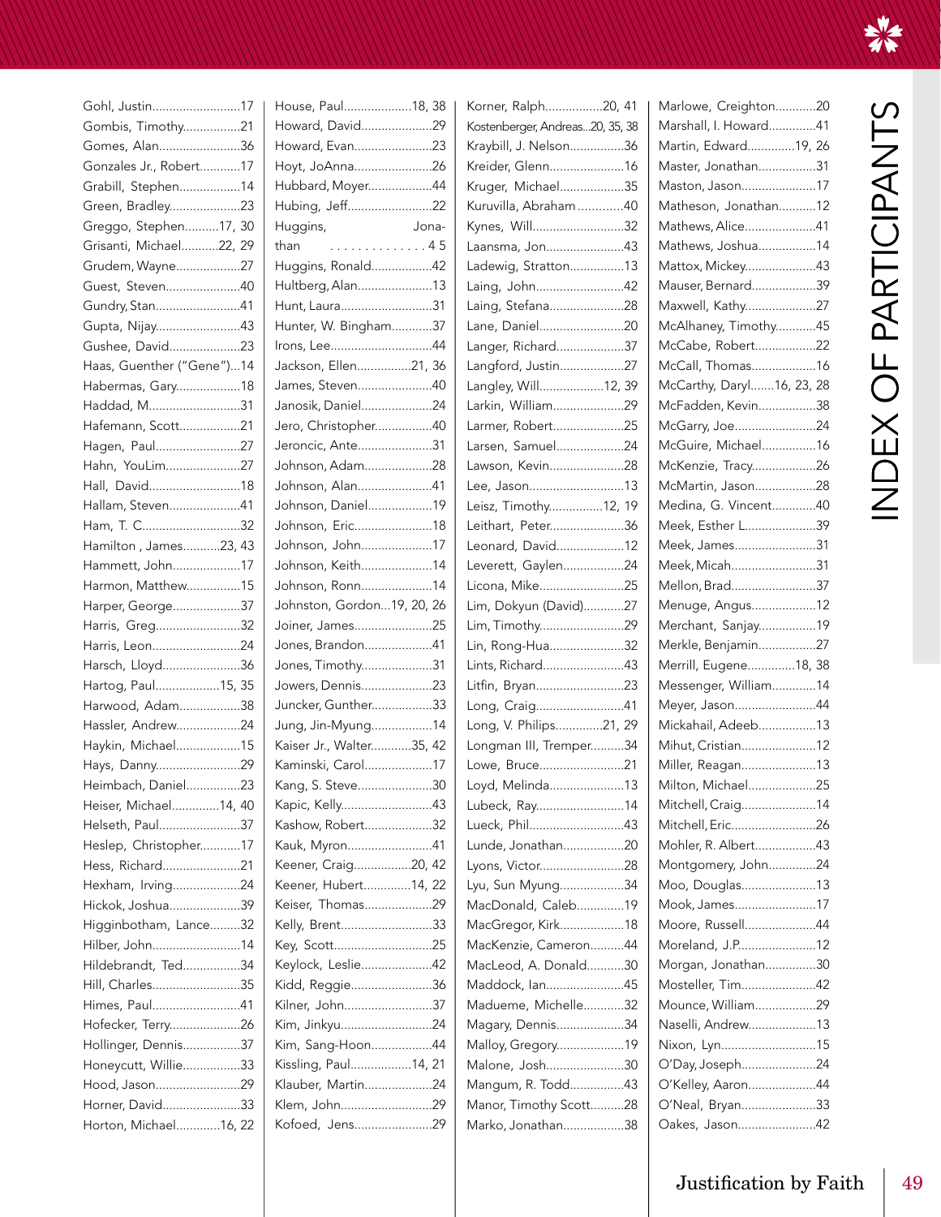# INDEX OF PARTICIPANTS

Gohl, Justin..........................17
Gombis, Timothy.................21
Gomes, Alan........................36
Gonzales Jr., Robert............17
Grabill, Stephen..................14
Green, Bradley.....................23
Greggo, Stephen..........17, 30
Grisanti, Michael...........22, 29
Grudem, Wayne...................27
Guest, Steven......................40
Gundry, Stan.........................41
Gupta, Nijay.........................43
Gushee, David.....................23
Haas, Guenther ("Gene")...14
Habermas, Gary...................18
Haddad, M...........................31
Hafemann, Scott..................21
Hagen, Paul.........................27
Hahn, YouLim......................27
Hall, David...........................18
Hallam, Steven.....................41
Ham, T. C.............................32
Hamilton , James...........23, 43
Hammett, John....................17
Harmon, Matthew................15
Harper, George....................37
Harris, Greg.........................32
Harris, Leon..........................24
Harsch, Lloyd.......................36
Hartog, Paul...................15, 35
Harwood, Adam..................38
Hassler, Andrew...................24
Haykin, Michael...................15
Hays, Danny.........................29
Heimbach, Daniel................23
Heiser, Michael.............14, 40
Helseth, Paul........................37
Heslep, Christopher............17
Hess, Richard.......................21
Hexham, Irving....................24
Hickok, Joshua.....................39
Higginbotham, Lance.........32
Hilber, John..........................14
Hildebrandt, Ted.................34
Hill, Charles..........................35
Himes, Paul..........................41
Hofecker, Terry.....................26
Hollinger, Dennis.................37
Honeycutt, Willie.................33
Hood, Jason.........................29
Horner, David.......................33
Horton, Michael.............16, 22

House, Paul....................18, 38
Howard, David.....................29
Howard, Evan.......................23
Hoyt, JoAnna.......................26
Hubbard, Moyer...................44
Hubing, Jeff.........................22
Huggins, Jonathan . . . . . . . . . . . . . 45
Huggins, Ronald..................42
Hultberg, Alan......................13
Hunt, Laura...........................31
Hunter, W. Bingham............37
Irons, Lee.............................44
Jackson, Ellen................21, 36
James, Steven......................40
Janosik, Daniel.....................24
Jero, Christopher.................40
Jeroncic, Ante......................31
Johnson, Adam....................28
Johnson, Alan......................41
Johnson, Daniel...................19
Johnson, Eric.......................18
Johnson, John.....................17
Johnson, Keith.....................14
Johnson, Ronn.....................14
Johnston, Gordon...19, 20, 26
Joiner, James.......................25
Jones, Brandon....................41
Jones, Timothy.....................31
Jowers, Dennis.....................23
Juncker, Gunther..................33
Jung, Jin-Myung..................14
Kaiser Jr., Walter............35, 42
Kaminski, Carol....................17
Kang, S. Steve......................30
Kapic, Kelly..........................43
Kashow, Robert....................32
Kauk, Myron.........................41
Keener, Craig.................20, 42
Keener, Hubert.............14, 22
Keiser, Thomas....................29
Kelly, Brent...........................33
Key, Scott.............................25
Keylock, Leslie.....................42
Kidd, Reggie........................36
Kilner, John..........................37
Kim, Jinkyu...........................24
Kim, Sang-Hoon..................44
Kissling, Paul..................14, 21
Klauber, Martin....................24
Klem, John...........................29
Kofoed, Jens.......................29

Korner, Ralph.................20, 41
Kostenberger, Andreas...20, 35, 38
Kraybill, J. Nelson................36
Kreider, Glenn......................16
Kruger, Michael...................35
Kuruvilla, Abraham.............40
Kynes, Will...........................32
Laansma, Jon.......................43
Ladewig, Stratton................13
Laing, John..........................42
Laing, Stefana......................28
Lane, Daniel.........................20
Langer, Richard....................37
Langford, Justin...................27
Langley, Will...................12, 39
Larkin, William.....................29
Larmer, Robert.....................25
Larsen, Samuel....................24
Lawson, Kevin......................28
Lee, Jason............................13
Leisz, Timothy................12, 19
Leithart, Peter......................36
Leonard, David....................12
Leverett, Gaylen..................24
Licona, Mike.........................25
Lim, Dokyun (David)............27
Lim, Timothy.........................29
Lin, Rong-Hua......................32
Lints, Richard........................43
Litfin, Bryan..........................23
Long, Craig..........................41
Long, V. Philips.............21, 29
Longman III, Tremper..........34
Lowe, Bruce.........................21
Loyd, Melinda......................13
Lubeck, Ray..........................14
Lueck, Phil............................43
Lunde, Jonathan..................20
Lyons, Victor.........................28
Lyu, Sun Myung...................34
MacDonald, Caleb..............19
MacGregor, Kirk...................18
MacKenzie, Cameron..........44
MacLeod, A. Donald...........30
Maddock, Ian.......................45
Madueme, Michelle............32
Magary, Dennis....................34
Malloy, Gregory....................19
Malone, Josh.......................30
Mangum, R. Todd................43
Manor, Timothy Scott..........28
Marko, Jonathan..................38

Marlowe, Creighton............20
Marshall, I. Howard..............41
Martin, Edward.............19, 26
Master, Jonathan.................31
Maston, Jason......................17
Matheson, Jonathan...........12
Mathews, Alice.....................41
Mathews, Joshua.................14
Mattox, Mickey.....................43
Mauser, Bernard...................39
Maxwell, Kathy.....................27
McAlhaney, Timothy............45
McCabe, Robert..................22
McCall, Thomas...................16
McCarthy, Daryl.......16, 23, 28
McFadden, Kevin.................38
McGarry, Joe........................24
McGuire, Michael................16
McKenzie, Tracy...................26
McMartin, Jason..................28
Medina, G. Vincent.............40
Meek, Esther L.....................39
Meek, James........................31
Meek, Micah.........................31
Mellon, Brad.........................37
Menuge, Angus...................12
Merchant, Sanjay.................19
Merkle, Benjamin.................27
Merrill, Eugene.............18, 38
Messenger, William.............14
Meyer, Jason........................44
Mickahail, Adeeb.................13
Mihut, Cristian......................12
Miller, Reagan......................13
Milton, Michael....................25
Mitchell, Craig......................14
Mitchell, Eric.........................26
Mohler, R. Albert..................43
Montgomery, John..............24
Moo, Douglas......................13
Mook, James........................17
Moore, Russell.....................44
Moreland, J.P.......................12
Morgan, Jonathan...............30
Mosteller, Tim......................42
Mounce, William..................29
Naselli, Andrew....................13
Nixon, Lyn............................15
O'Day, Joseph......................24
O'Kelley, Aaron....................44
O'Neal, Bryan.......................33
Oakes, Jason.......................42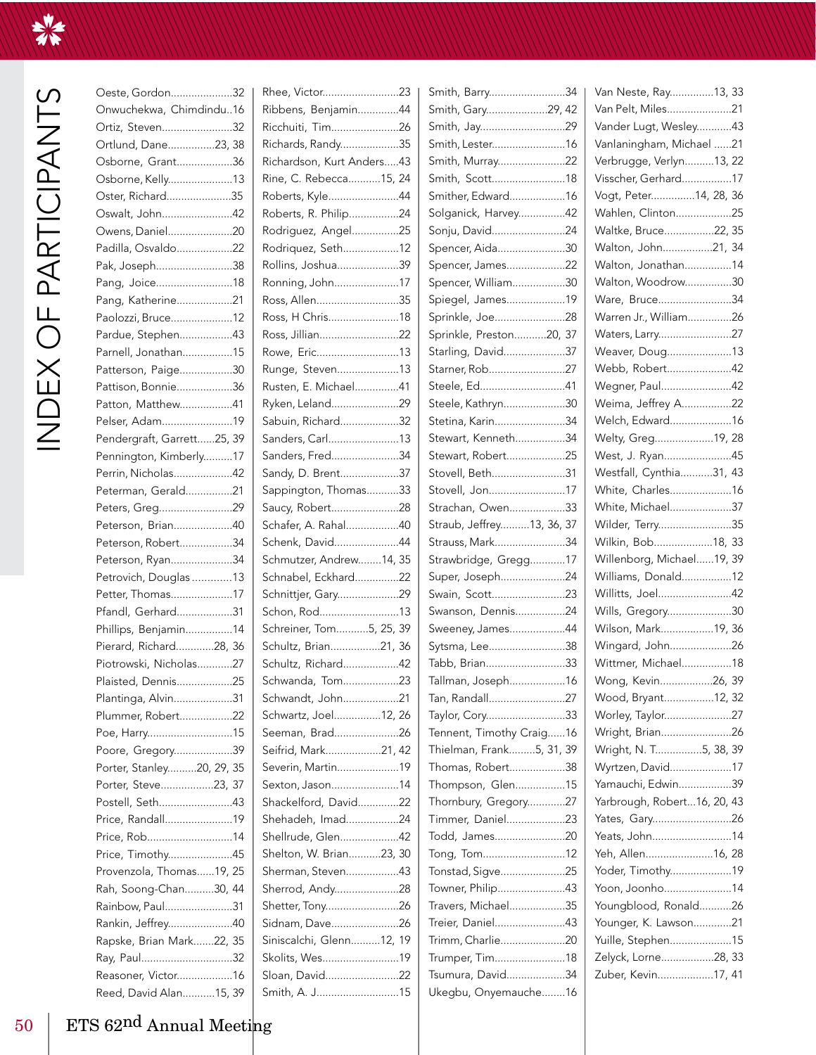# INDEX OF PARTICIPANTS

Oeste, Gordon....................32
Onwuchekwa, Chimdindu..16
Ortiz, Steven........................32
Ortlund, Dane................23, 38
Osborne, Grant...................36
Osborne, Kelly......................13
Oster, Richard......................35
Oswalt, John........................42
Owens, Daniel......................20
Padilla, Osvaldo...................22
Pak, Joseph..........................38
Pang, Joice..........................18
Pang, Katherine...................21
Paolozzi, Bruce.....................12
Pardue, Stephen..................43
Parnell, Jonathan.................15
Patterson, Paige..................30
Pattison, Bonnie...................36
Patton, Matthew..................41
Pelser, Adam........................19
Pendergraft, Garrett......25, 39
Pennington, Kimberly..........17
Perrin, Nicholas....................42
Peterman, Gerald................21
Peters, Greg.........................29
Peterson, Brian....................40
Peterson, Robert..................34
Peterson, Ryan.....................34
Petrovich, Douglas .............13
Petter, Thomas.....................17
Pfandl, Gerhard...................31
Phillips, Benjamin................14
Pierard, Richard............28, 36
Piotrowski, Nicholas............27
Plaisted, Dennis...................25
Plantinga, Alvin....................31
Plummer, Robert..................22
Poe, Harry.............................15
Poore, Gregory....................39
Porter, Stanley..........20, 29, 35
Porter, Steve..................23, 37
Postell, Seth.........................43
Price, Randall.......................19
Price, Rob.............................14
Price, Timothy......................45
Provenzola, Thomas......19, 25
Rah, Soong-Chan..........30, 44
Rainbow, Paul.......................31
Rankin, Jeffrey......................40
Rapske, Brian Mark.......22, 35
Ray, Paul...............................32
Reasoner, Victor...................16
Reed, David Alan...........15, 39
Rhee, Victor..........................23
Ribbens, Benjamin..............44
Ricchuiti, Tim.......................26
Richards, Randy...................35
Richardson, Kurt Anders.....43
Rine, C. Rebecca...........15, 24
Roberts, Kyle........................44
Roberts, R. Philip.................24
Rodriguez, Angel................25
Rodriquez, Seth...................12
Rollins, Joshua.....................39
Ronning, John......................17
Ross, Allen............................35
Ross, H Chris........................18
Ross, Jillian...........................22
Rowe, Eric............................13
Runge, Steven.....................13
Rusten, E. Michael...............41
Ryken, Leland.......................29
Sabuin, Richard....................32
Sanders, Carl........................13
Sanders, Fred.......................34
Sandy, D. Brent....................37
Sappington, Thomas...........33
Saucy, Robert.......................28
Schafer, A. Rahal..................40
Schenk, David......................44
Schmutzer, Andrew........14, 35
Schnabel, Eckhard..............22
Schnittjer, Gary.....................29
Schon, Rod...........................13
Schreiner, Tom...........5, 25, 39
Schultz, Brian.................21, 36
Schultz, Richard...................42
Schwanda, Tom...................23
Schwandt, John...................21
Schwartz, Joel................12, 26
Seeman, Brad......................26
Seifrid, Mark...................21, 42
Severin, Martin.....................19
Sexton, Jason.......................14
Shackelford, David..............22
Shehadeh, Imad..................24
Shellrude, Glen....................42
Shelton, W. Brian...........23, 30
Sherman, Steven..................43
Sherrod, Andy......................28
Shetter, Tony........................26
Sidnam, Dave.......................26
Siniscalchi, Glenn..........12, 19
Skolits, Wes..........................19
Sloan, David.........................22
Smith, A. J............................15
Smith, Barry..........................34
Smith, Gary.....................29, 42
Smith, Jay............................29
Smith, Lester........................16
Smith, Murray.......................22
Smith, Scott.........................18
Smither, Edward..................16
Solganick, Harvey................42
Sonju, David.........................24
Spencer, Aida.......................30
Spencer, James....................22
Spencer, William..................30
Spiegel, James....................19
Sprinkle, Joe........................28
Sprinkle, Preston...........20, 37
Starling, David.....................37
Starner, Rob.........................27
Steele, Ed.............................41
Steele, Kathryn.....................30
Stetina, Karin........................34
Stewart, Kenneth.................34
Stewart, Robert....................25
Stovell, Beth.........................31
Stovell, Jon..........................17
Strachan, Owen...................33
Straub, Jeffrey..........13, 36, 37
Strauss, Mark........................34
Strawbridge, Gregg............17
Super, Joseph......................24
Swain, Scott.........................23
Swanson, Dennis.................24
Sweeney, James...................44
Sytsma, Lee..........................38
Tabb, Brian...........................33
Tallman, Joseph...................16
Tan, Randall..........................27
Taylor, Cory..........................33
Tennent, Timothy Craig......16
Thielman, Frank.........5, 31, 39
Thomas, Robert...................38
Thompson, Glen.................15
Thornbury, Gregory............27
Timmer, Daniel....................23
Todd, James........................20
Tong, Tom............................12
Tonstad, Sigve......................25
Towner, Philip.......................43
Travers, Michael...................35
Treier, Daniel........................43
Trimm, Charlie......................20
Trumper, Tim........................18
Tsumura, David....................34
Ukegbu, Onyemauche........16
Van Neste, Ray...............13, 33
Van Pelt, Miles......................21
Vander Lugt, Wesley............43
Vanlaningham, Michael ......21
Verbrugge, Verlyn..........13, 22
Visscher, Gerhard.................17
Vogt, Peter..............14, 28, 36
Wahlen, Clinton...................25
Waltke, Bruce.................22, 35
Walton, John.................21, 34
Walton, Jonathan................14
Walton, Woodrow................30
Ware, Bruce.........................34
Warren Jr., William...............26
Waters, Larry........................27
Weaver, Doug......................13
Webb, Robert......................42
Wegner, Paul........................42
Weima, Jeffrey A.................22
Welch, Edward.....................16
Welty, Greg....................19, 28
West, J. Ryan.......................45
Westfall, Cynthia...........31, 43
White, Charles.....................16
White, Michael.....................37
Wilder, Terry.........................35
Wilkin, Bob....................18, 33
Willenborg, Michael......19, 39
Williams, Donald.................12
Willitts, Joel.........................42
Wills, Gregory......................30
Wilson, Mark..................19, 36
Wingard, John.....................26
Wittmer, Michael.................18
Wong, Kevin..................26, 39
Wood, Bryant.................12, 32
Worley, Taylor.......................27
Wright, Brian........................26
Wright, N. T................5, 38, 39
Wyrtzen, David.....................17
Yamauchi, Edwin..................39
Yarbrough, Robert...16, 20, 43
Yates, Gary...........................26
Yeats, John...........................14
Yeh, Allen.......................16, 28
Yoder, Timothy.....................19
Yoon, Joonho.......................14
Youngblood, Ronald...........26
Younger, K. Lawson.............21
Yuille, Stephen.....................15
Zelyck, Lorne..................28, 33
Zuber, Kevin...................17, 41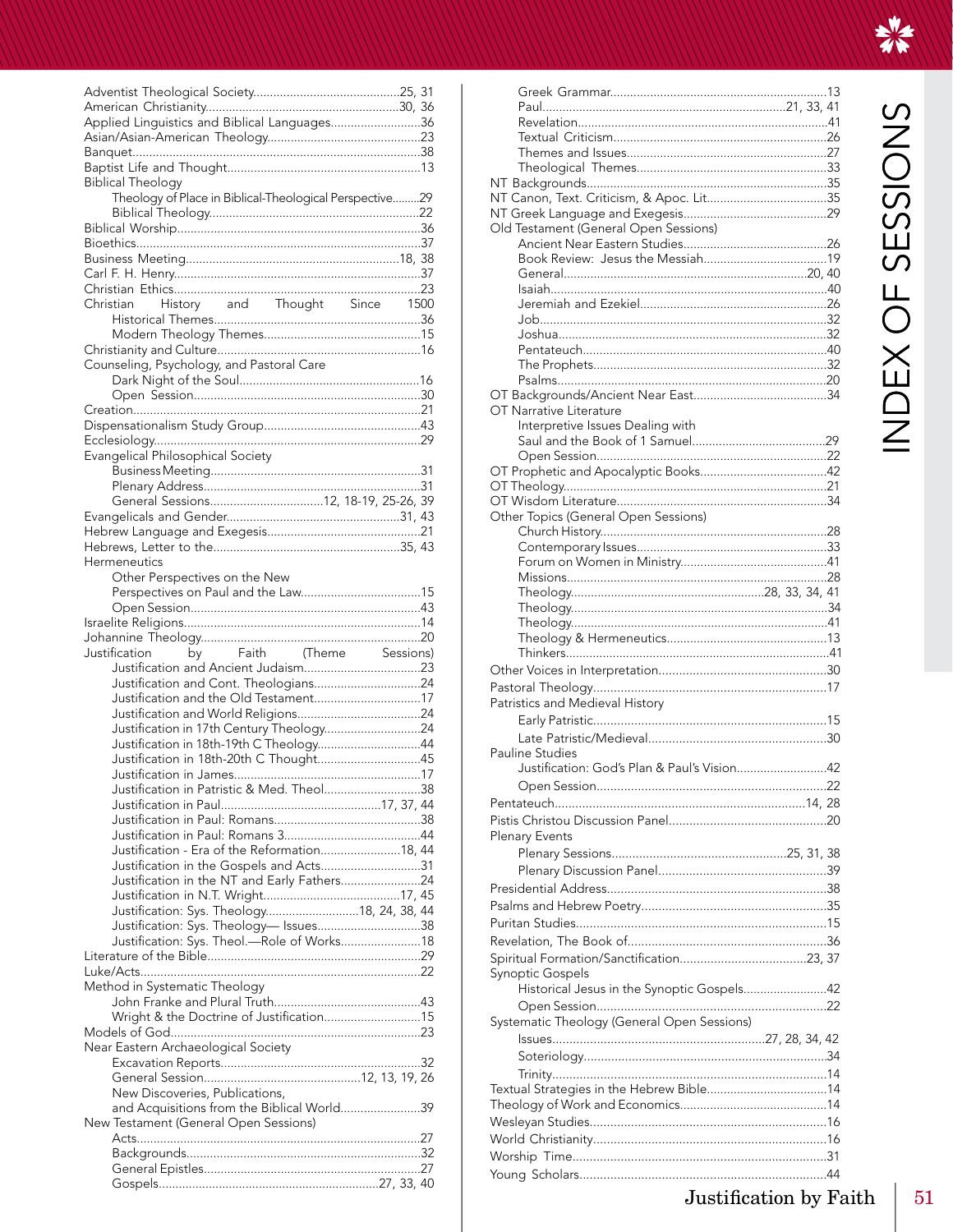# INDEX OF SESSIONS

Adventist Theological Society....25, 31
American Christianity....30, 36
Applied Linguistics and Biblical Languages....36
Asian/Asian-American Theology....23
Banquet....38
Baptist Life and Thought....13
Biblical Theology
- Theology of Place in Biblical-Theological Perspective....29
- Biblical Theology....22

Biblical Worship....36
Bioethics....37
Business Meeting....18, 38
Carl F. H. Henry....37
Christian Ethics....23
Christian History and Thought Since 1500
- Historical Themes....36
- Modern Theology Themes....15

Christianity and Culture....16
Counseling, Psychology, and Pastoral Care
- Dark Night of the Soul....16
- Open Session....30

Creation....21
Dispensationalism Study Group....43
Ecclesiology....29
Evangelical Philosophical Society
- Business Meeting....31
- Plenary Address....31
- General Sessions....12, 18-19, 25-26, 39

Evangelicals and Gender....31, 43
Hebrew Language and Exegesis....21
Hebrews, Letter to the....35, 43
Hermeneutics
- Other Perspectives on the New Perspectives on Paul and the Law....15
- Open Session....43

Israelite Religions....14
Johannine Theology....20
Justification by Faith (Theme Sessions)
- Justification and Ancient Judaism....23
- Justification and Cont. Theologians....24
- Justification and the Old Testament....17
- Justification and World Religions....24
- Justification in 17th Century Theology....24
- Justification in 18th-19th C Theology....44
- Justification in 18th-20th C Thought....45
- Justification in James....17
- Justification in Patristic & Med. Theol....38
- Justification in Paul....17, 37, 44
- Justification in Paul: Romans....38
- Justification in Paul: Romans 3....44
- Justification - Era of the Reformation....18, 44
- Justification in the Gospels and Acts....31
- Justification in the NT and Early Fathers....24
- Justification in N.T. Wright....17, 45
- Justification: Sys. Theology....18, 24, 38, 44
- Justification: Sys. Theology— Issues....38
- Justification: Sys. Theol.—Role of Works....18

Literature of the Bible....29
Luke/Acts....22
Method in Systematic Theology
- John Franke and Plural Truth....43
- Wright & the Doctrine of Justification....15

Models of God....23
Near Eastern Archaeological Society
- Excavation Reports....32
- General Session....12, 13, 19, 26
- New Discoveries, Publications, and Acquisitions from the Biblical World....39

New Testament (General Open Sessions)
- Acts....27
- Backgrounds....32
- General Epistles....27
- Gospels....27, 33, 40
- Greek Grammar....13
- Paul....21, 33, 41
- Revelation....41
- Textual Criticism....26
- Themes and Issues....27
- Theological Themes....33

NT Backgrounds....35
NT Canon, Text. Criticism, & Apoc. Lit....35
NT Greek Language and Exegesis....29
Old Testament (General Open Sessions)
- Ancient Near Eastern Studies....26
- Book Review: Jesus the Messiah....19
- General....20, 40
- Isaiah....40
- Jeremiah and Ezekiel....26
- Job....32
- Joshua....32
- Pentateuch....40
- The Prophets....32
- Psalms....20

OT Backgrounds/Ancient Near East....34
OT Narrative Literature
- Interpretive Issues Dealing with Saul and the Book of 1 Samuel....29
- Open Session....22

OT Prophetic and Apocalyptic Books....42
OT Theology....21
OT Wisdom Literature....34
Other Topics (General Open Sessions)
- Church History....28
- Contemporary Issues....33
- Forum on Women in Ministry....41
- Missions....28
- Theology....28, 33, 34, 41
- Theology....34
- Theology....41
- Theology & Hermeneutics....13
- Thinkers....41

Other Voices in Interpretation....30
Pastoral Theology....17
Patristics and Medieval History
- Early Patristic....15
- Late Patristic/Medieval....30

Pauline Studies
- Justification: God's Plan & Paul's Vision....42
- Open Session....22

Pentateuch....14, 28
Pistis Christou Discussion Panel....20
Plenary Events
- Plenary Sessions....25, 31, 38
- Plenary Discussion Panel....39

Presidential Address....38
Psalms and Hebrew Poetry....35
Puritan Studies....15
Revelation, The Book of....36
Spiritual Formation/Sanctification....23, 37
Synoptic Gospels
- Historical Jesus in the Synoptic Gospels....42
- Open Session....22

Systematic Theology (General Open Sessions)
- Issues....27, 28, 34, 42
- Soteriology....34
- Trinity....14

Textual Strategies in the Hebrew Bible....14
Theology of Work and Economics....14
Wesleyan Studies....16
World Christianity....16
Worship Time....31
Young Scholars....44